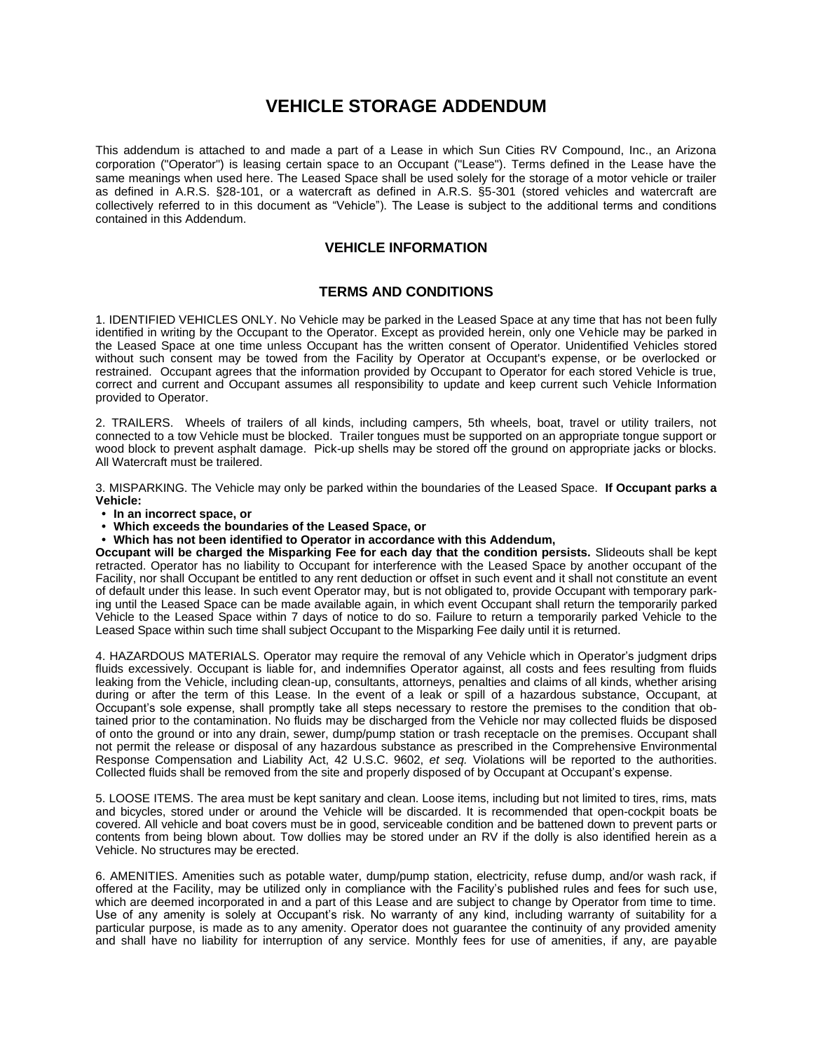# VEHICLE STORAGE ADDENDUM

This addendum is attached to and made a part of a Lease in which Sun Cities RV Compound, Inc., an Arizona corporation ("Operator") is leasing certain space to an Occupant ("Lease"). Terms defined in the Lease have the same meanings when used here. The Leased Space shall be used solely for the storage of a motor vehicle or trailer as defined in A.R.S. §28-101, or a watercraft as defined in A.R.S. §5-301 (stored vehicles and watercraft are collectively referred to in this document as "Vehicle"). The Lease is subject to the additional terms and conditions contained in this Addendum.

## VEHICLE INFORMATION

## TERMS AND CONDITIONS

1. IDENTIFIED VEHICLES ONLY. No Vehicle may be parked in the Leased Space at any time that has not been fully identified in writing by the Occupant to the Operator. Except as provided herein, only one Vehicle may be parked in the Leased Space at one time unless Occupant has the written consent of Operator. Unidentified Vehicles stored without such consent may be towed from the Facility by Operator at Occupant's expense, or be overlocked or restrained. Occupant agrees that the information provided by Occupant to Operator for each stored Vehicle is true, correct and current and Occupant assumes all responsibility to update and keep current such Vehicle Information provided to Operator.

2. TRAILERS. Wheels of trailers of all kinds, including campers, 5th wheels, boat, travel or utility trailers, not connected to a tow Vehicle must be blocked. Trailer tongues must be supported on an appropriate tongue support or wood block to prevent asphalt damage. Pick-up shells may be stored off the ground on appropriate jacks or blocks. All Watercraft must be trailered.

3. MISPARKING. The Vehicle may only be parked within the boundaries of the Leased Space. **If Occupant parks a Vehicle:**

- **In an incorrect space, or**
- **Which exceeds the boundaries of the Leased Space, or**
- **Which has not been identified to Operator in accordance with this Addendum,**

**Occupant will be charged the Misparking Fee for each day that the condition persists.** Slideouts shall be kept retracted. Operator has no liability to Occupant for interference with the Leased Space by another occupant of the Facility, nor shall Occupant be entitled to any rent deduction or offset in such event and it shall not constitute an event of default under this lease. In such event Operator may, but is not obligated to, provide Occupant with temporary parking until the Leased Space can be made available again, in which event Occupant shall return the temporarily parked Vehicle to the Leased Space within 7 days of notice to do so. Failure to return a temporarily parked Vehicle to the Leased Space within such time shall subject Occupant to the Misparking Fee daily until it is returned.

4. HAZARDOUS MATERIALS. Operator may require the removal of any Vehicle which in Operator's judgment drips fluids excessively. Occupant is liable for, and indemnifies Operator against, all costs and fees resulting from fluids leaking from the Vehicle, including clean-up, consultants, attorneys, penalties and claims of all kinds, whether arising during or after the term of this Lease. In the event of a leak or spill of a hazardous substance, Occupant, at Occupant's sole expense, shall promptly take all steps necessary to restore the premises to the condition that obtained prior to the contamination. No fluids may be discharged from the Vehicle nor may collected fluids be disposed of onto the ground or into any drain, sewer, dump/pump station or trash receptacle on the premises. Occupant shall not permit the release or disposal of any hazardous substance as prescribed in the Comprehensive Environmental Response Compensation and Liability Act, 42 U.S.C. 9602, *et seq.* Violations will be reported to the authorities. Collected fluids shall be removed from the site and properly disposed of by Occupant at Occupant's expense.

5. LOOSE ITEMS. The area must be kept sanitary and clean. Loose items, including but not limited to tires, rims, mats and bicycles, stored under or around the Vehicle will be discarded. It is recommended that open-cockpit boats be covered. All vehicle and boat covers must be in good, serviceable condition and be battened down to prevent parts or contents from being blown about. Tow dollies may be stored under an RV if the dolly is also identified herein as a Vehicle. No structures may be erected.

6. AMENITIES. Amenities such as potable water, dump/pump station, electricity, refuse dump, and/or wash rack, if offered at the Facility, may be utilized only in compliance with the Facility's published rules and fees for such use, which are deemed incorporated in and a part of this Lease and are subject to change by Operator from time to time. Use of any amenity is solely at Occupant's risk. No warranty of any kind, including warranty of suitability for a particular purpose, is made as to any amenity. Operator does not guarantee the continuity of any provided amenity and shall have no liability for interruption of any service. Monthly fees for use of amenities, if any, are payable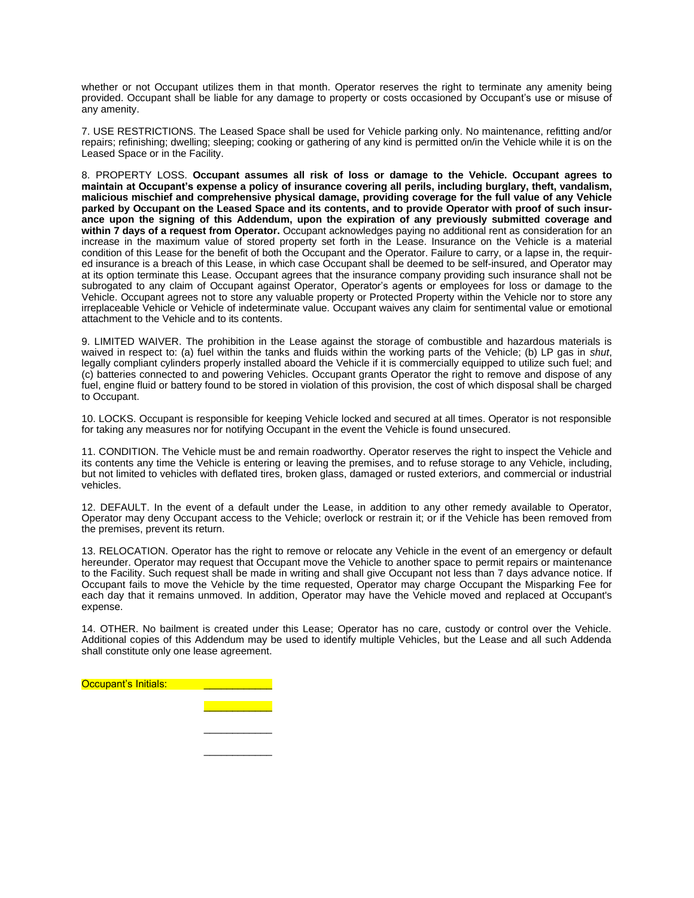whether or not Occupant utilizes them in that month. Operator reserves the right to terminate any amenity being provided. Occupant shall be liable for any damage to property or costs occasioned by Occupant's use or misuse of any amenity.

7. USE RESTRICTIONS. The Leased Space shall be used for Vehicle parking only. No maintenance, refitting and/or repairs; refinishing; dwelling; sleeping; cooking or gathering of any kind is permitted on/in the Vehicle while it is on the Leased Space or in the Facility.

8. PROPERTY LOSS. **Occupant assumes all risk of loss or damage to the Vehicle. Occupant agrees to maintain at Occupant's expense a policy of insurance covering all perils, including burglary, theft, vandalism, malicious mischief and comprehensive physical damage, providing coverage for the full value of any Vehicle parked by Occupant on the Leased Space and its contents, and to provide Operator with proof of such insurance upon the signing of this Addendum, upon the expiration of any previously submitted coverage and within 7 days of a request from Operator.** Occupant acknowledges paying no additional rent as consideration for an increase in the maximum value of stored property set forth in the Lease. Insurance on the Vehicle is a material condition of this Lease for the benefit of both the Occupant and the Operator. Failure to carry, or a lapse in, the required insurance is a breach of this Lease, in which case Occupant shall be deemed to be self-insured, and Operator may at its option terminate this Lease. Occupant agrees that the insurance company providing such insurance shall not be subrogated to any claim of Occupant against Operator, Operator's agents or employees for loss or damage to the Vehicle. Occupant agrees not to store any valuable property or Protected Property within the Vehicle nor to store any irreplaceable Vehicle or Vehicle of indeterminate value. Occupant waives any claim for sentimental value or emotional attachment to the Vehicle and to its contents.

9. LIMITED WAIVER. The prohibition in the Lease against the storage of combustible and hazardous materials is waived in respect to: (a) fuel within the tanks and fluids within the working parts of the Vehicle; (b) LP gas in *shut*, legally compliant cylinders properly installed aboard the Vehicle if it is commercially equipped to utilize such fuel; and (c) batteries connected to and powering Vehicles. Occupant grants Operator the right to remove and dispose of any fuel, engine fluid or battery found to be stored in violation of this provision, the cost of which disposal shall be charged to Occupant.

10. LOCKS. Occupant is responsible for keeping Vehicle locked and secured at all times. Operator is not responsible for taking any measures nor for notifying Occupant in the event the Vehicle is found unsecured.

11. CONDITION. The Vehicle must be and remain roadworthy. Operator reserves the right to inspect the Vehicle and its contents any time the Vehicle is entering or leaving the premises, and to refuse storage to any Vehicle, including, but not limited to vehicles with deflated tires, broken glass, damaged or rusted exteriors, and commercial or industrial vehicles.

12. DEFAULT. In the event of a default under the Lease, in addition to any other remedy available to Operator, Operator may deny Occupant access to the Vehicle; overlock or restrain it; or if the Vehicle has been removed from the premises, prevent its return.

13. RELOCATION. Operator has the right to remove or relocate any Vehicle in the event of an emergency or default hereunder. Operator may request that Occupant move the Vehicle to another space to permit repairs or maintenance to the Facility. Such request shall be made in writing and shall give Occupant not less than 7 days advance notice. If Occupant fails to move the Vehicle by the time requested, Operator may charge Occupant the Misparking Fee for each day that it remains unmoved. In addition, Operator may have the Vehicle moved and replaced at Occupant's expense.

14. OTHER. No bailment is created under this Lease; Operator has no care, custody or control over the Vehicle. Additional copies of this Addendum may be used to identify multiple Vehicles, but the Lease and all such Addenda shall constitute only one lease agreement.

Occupant's Initials: ____________

____________

____________

____________